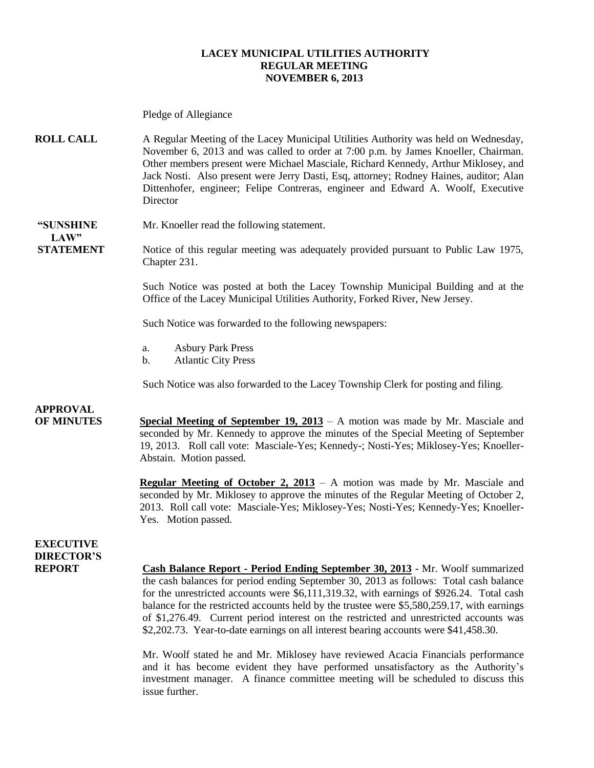# LACEY MUNICIPAL UTILITIES AUTHORITY
## REGULAR MEETING
## NOVEMBER 6, 2013

Pledge of Allegiance

**ROLL CALL** A Regular Meeting of the Lacey Municipal Utilities Authority was held on Wednesday, November 6, 2013 and was called to order at 7:00 p.m. by James Knoeller, Chairman. Other members present were Michael Masciale, Richard Kennedy, Arthur Miklosey, and Jack Nosti. Also present were Jerry Dasti, Esq, attorney; Rodney Haines, auditor; Alan Dittenhofer, engineer; Felipe Contreras, engineer and Edward A. Woolf, Executive Director

**"SUNSHINE LAW" STATEMENT** Mr. Knoeller read the following statement.

Notice of this regular meeting was adequately provided pursuant to Public Law 1975, Chapter 231.

Such Notice was posted at both the Lacey Township Municipal Building and at the Office of the Lacey Municipal Utilities Authority, Forked River, New Jersey.

Such Notice was forwarded to the following newspapers:

a. Asbury Park Press
b. Atlantic City Press

Such Notice was also forwarded to the Lacey Township Clerk for posting and filing.

**APPROVAL OF MINUTES** **Special Meeting of September 19, 2013** – A motion was made by Mr. Masciale and seconded by Mr. Kennedy to approve the minutes of the Special Meeting of September 19, 2013. Roll call vote: Masciale-Yes; Kennedy-; Nosti-Yes; Miklosey-Yes; Knoeller-Abstain. Motion passed.

**Regular Meeting of October 2, 2013** – A motion was made by Mr. Masciale and seconded by Mr. Miklosey to approve the minutes of the Regular Meeting of October 2, 2013. Roll call vote: Masciale-Yes; Miklosey-Yes; Nosti-Yes; Kennedy-Yes; Knoeller-Yes. Motion passed.

**EXECUTIVE DIRECTOR'S REPORT** **Cash Balance Report - Period Ending September 30, 2013** - Mr. Woolf summarized the cash balances for period ending September 30, 2013 as follows: Total cash balance for the unrestricted accounts were $6,111,319.32, with earnings of $926.24. Total cash balance for the restricted accounts held by the trustee were $5,580,259.17, with earnings of $1,276.49. Current period interest on the restricted and unrestricted accounts was $2,202.73. Year-to-date earnings on all interest bearing accounts were $41,458.30.

Mr. Woolf stated he and Mr. Miklosey have reviewed Acacia Financials performance and it has become evident they have performed unsatisfactory as the Authority's investment manager. A finance committee meeting will be scheduled to discuss this issue further.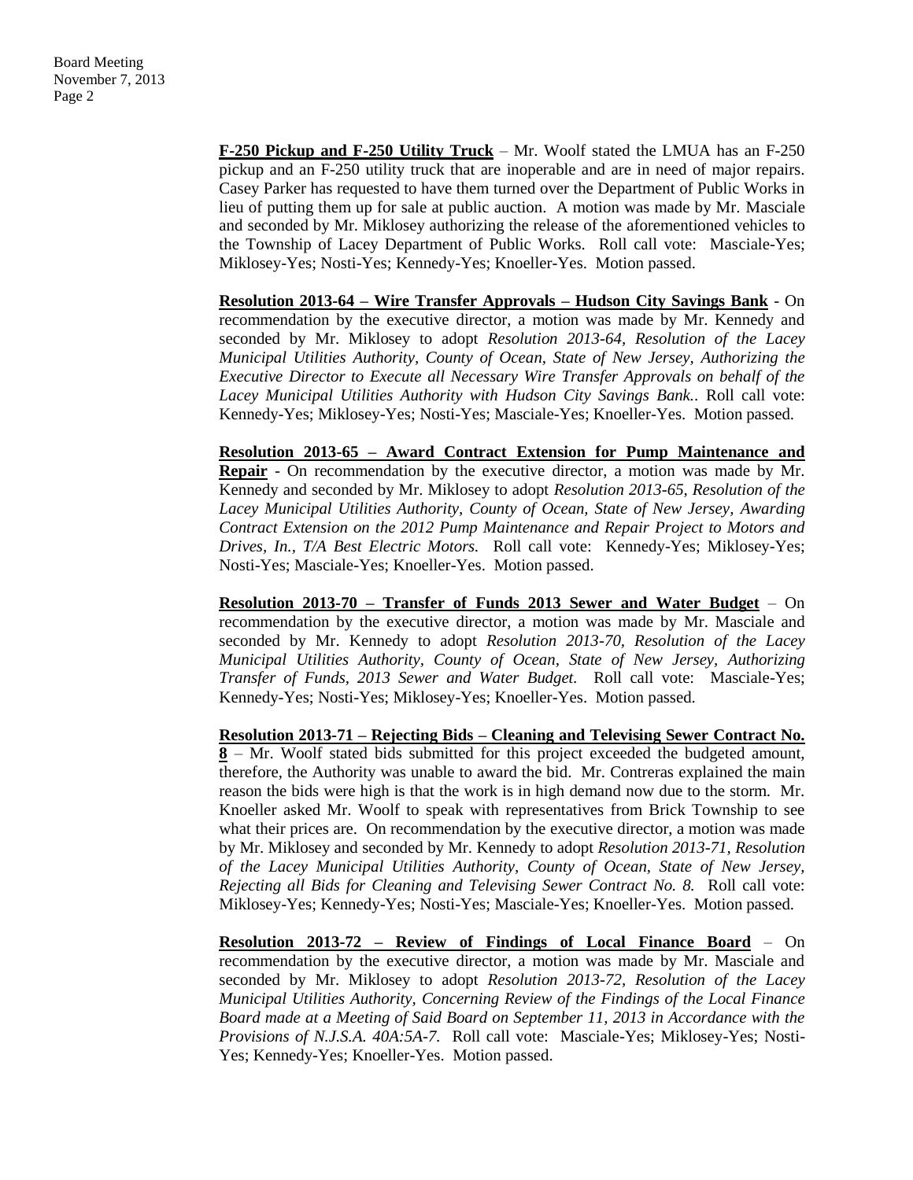**F-250 Pickup and F-250 Utility Truck** – Mr. Woolf stated the LMUA has an F-250 pickup and an F-250 utility truck that are inoperable and are in need of major repairs. Casey Parker has requested to have them turned over the Department of Public Works in lieu of putting them up for sale at public auction. A motion was made by Mr. Masciale and seconded by Mr. Miklosey authorizing the release of the aforementioned vehicles to the Township of Lacey Department of Public Works. Roll call vote: Masciale-Yes; Miklosey-Yes; Nosti-Yes; Kennedy-Yes; Knoeller-Yes. Motion passed.

**Resolution 2013-64 – Wire Transfer Approvals – Hudson City Savings Bank** - On recommendation by the executive director, a motion was made by Mr. Kennedy and seconded by Mr. Miklosey to adopt *Resolution 2013-64, Resolution of the Lacey Municipal Utilities Authority, County of Ocean, State of New Jersey, Authorizing the Executive Director to Execute all Necessary Wire Transfer Approvals on behalf of the Lacey Municipal Utilities Authority with Hudson City Savings Bank.*. Roll call vote: Kennedy-Yes; Miklosey-Yes; Nosti-Yes; Masciale-Yes; Knoeller-Yes. Motion passed.

**Resolution 2013-65 – Award Contract Extension for Pump Maintenance and Repair** - On recommendation by the executive director, a motion was made by Mr. Kennedy and seconded by Mr. Miklosey to adopt *Resolution 2013-65, Resolution of the Lacey Municipal Utilities Authority, County of Ocean, State of New Jersey, Awarding Contract Extension on the 2012 Pump Maintenance and Repair Project to Motors and Drives, In., T/A Best Electric Motors.* Roll call vote: Kennedy-Yes; Miklosey-Yes; Nosti-Yes; Masciale-Yes; Knoeller-Yes. Motion passed.

**Resolution 2013-70 – Transfer of Funds 2013 Sewer and Water Budget** – On recommendation by the executive director, a motion was made by Mr. Masciale and seconded by Mr. Kennedy to adopt *Resolution 2013-70, Resolution of the Lacey Municipal Utilities Authority, County of Ocean, State of New Jersey, Authorizing Transfer of Funds, 2013 Sewer and Water Budget.* Roll call vote: Masciale-Yes; Kennedy-Yes; Nosti-Yes; Miklosey-Yes; Knoeller-Yes. Motion passed.

**Resolution 2013-71 – Rejecting Bids – Cleaning and Televising Sewer Contract No. 8** – Mr. Woolf stated bids submitted for this project exceeded the budgeted amount, therefore, the Authority was unable to award the bid. Mr. Contreras explained the main reason the bids were high is that the work is in high demand now due to the storm. Mr. Knoeller asked Mr. Woolf to speak with representatives from Brick Township to see what their prices are. On recommendation by the executive director, a motion was made by Mr. Miklosey and seconded by Mr. Kennedy to adopt *Resolution 2013-71, Resolution of the Lacey Municipal Utilities Authority, County of Ocean, State of New Jersey, Rejecting all Bids for Cleaning and Televising Sewer Contract No. 8.* Roll call vote: Miklosey-Yes; Kennedy-Yes; Nosti-Yes; Masciale-Yes; Knoeller-Yes. Motion passed.

**Resolution 2013-72 – Review of Findings of Local Finance Board** – On recommendation by the executive director, a motion was made by Mr. Masciale and seconded by Mr. Miklosey to adopt *Resolution 2013-72, Resolution of the Lacey Municipal Utilities Authority, Concerning Review of the Findings of the Local Finance Board made at a Meeting of Said Board on September 11, 2013 in Accordance with the Provisions of N.J.S.A. 40A:5A-7.* Roll call vote: Masciale-Yes; Miklosey-Yes; Nosti-Yes; Kennedy-Yes; Knoeller-Yes. Motion passed.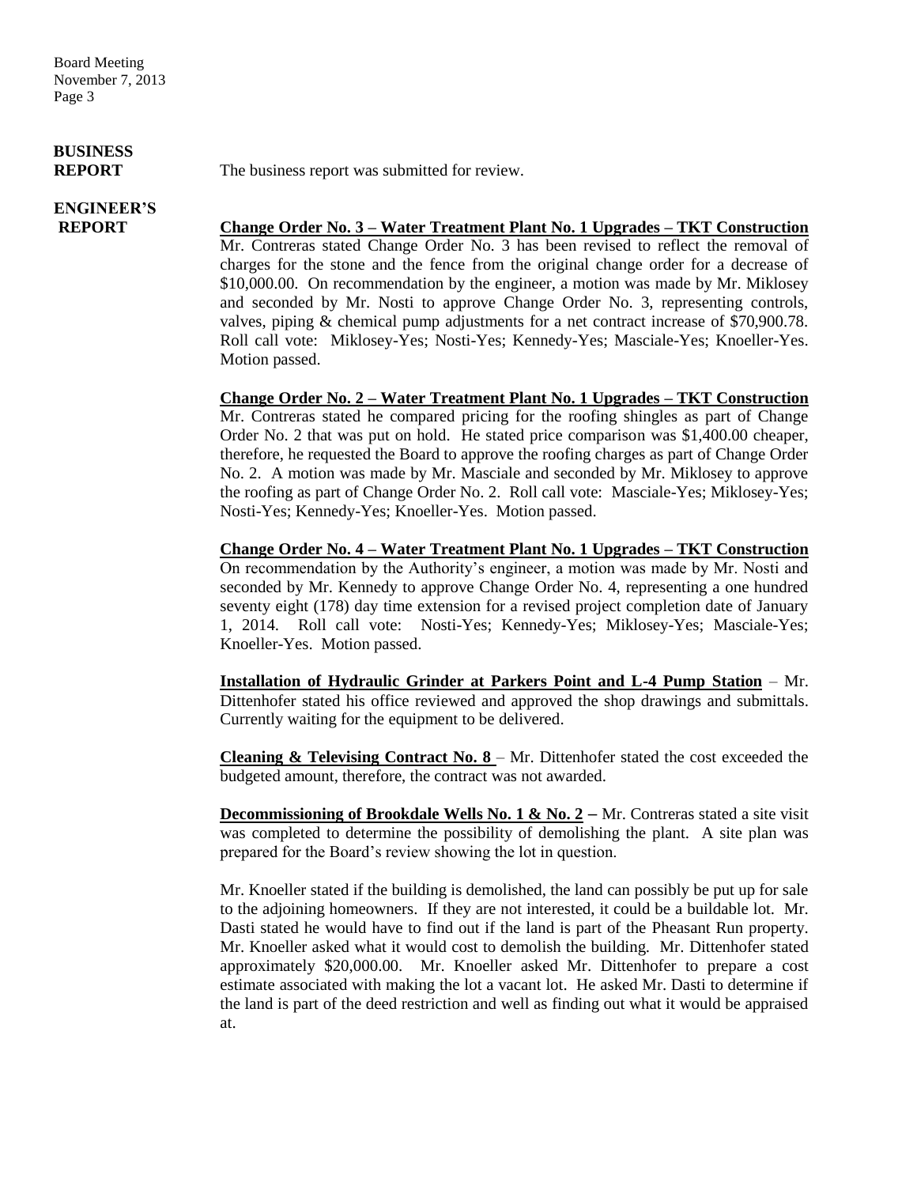**BUSINESS REPORT**

The business report was submitted for review.

**ENGINEER'S REPORT**

**Change Order No. 3 – Water Treatment Plant No. 1 Upgrades – TKT Construction**
Mr. Contreras stated Change Order No. 3 has been revised to reflect the removal of charges for the stone and the fence from the original change order for a decrease of $10,000.00. On recommendation by the engineer, a motion was made by Mr. Miklosey and seconded by Mr. Nosti to approve Change Order No. 3, representing controls, valves, piping & chemical pump adjustments for a net contract increase of $70,900.78. Roll call vote: Miklosey-Yes; Nosti-Yes; Kennedy-Yes; Masciale-Yes; Knoeller-Yes. Motion passed.

**Change Order No. 2 – Water Treatment Plant No. 1 Upgrades – TKT Construction**
Mr. Contreras stated he compared pricing for the roofing shingles as part of Change Order No. 2 that was put on hold. He stated price comparison was $1,400.00 cheaper, therefore, he requested the Board to approve the roofing charges as part of Change Order No. 2. A motion was made by Mr. Masciale and seconded by Mr. Miklosey to approve the roofing as part of Change Order No. 2. Roll call vote: Masciale-Yes; Miklosey-Yes; Nosti-Yes; Kennedy-Yes; Knoeller-Yes. Motion passed.

**Change Order No. 4 – Water Treatment Plant No. 1 Upgrades – TKT Construction**
On recommendation by the Authority's engineer, a motion was made by Mr. Nosti and seconded by Mr. Kennedy to approve Change Order No. 4, representing a one hundred seventy eight (178) day time extension for a revised project completion date of January 1, 2014. Roll call vote: Nosti-Yes; Kennedy-Yes; Miklosey-Yes; Masciale-Yes; Knoeller-Yes. Motion passed.

**Installation of Hydraulic Grinder at Parkers Point and L-4 Pump Station** – Mr. Dittenhofer stated his office reviewed and approved the shop drawings and submittals. Currently waiting for the equipment to be delivered.

**Cleaning & Televising Contract No. 8** – Mr. Dittenhofer stated the cost exceeded the budgeted amount, therefore, the contract was not awarded.

**Decommissioning of Brookdale Wells No. 1 & No. 2** – Mr. Contreras stated a site visit was completed to determine the possibility of demolishing the plant. A site plan was prepared for the Board's review showing the lot in question.

Mr. Knoeller stated if the building is demolished, the land can possibly be put up for sale to the adjoining homeowners. If they are not interested, it could be a buildable lot. Mr. Dasti stated he would have to find out if the land is part of the Pheasant Run property. Mr. Knoeller asked what it would cost to demolish the building. Mr. Dittenhofer stated approximately $20,000.00. Mr. Knoeller asked Mr. Dittenhofer to prepare a cost estimate associated with making the lot a vacant lot. He asked Mr. Dasti to determine if the land is part of the deed restriction and well as finding out what it would be appraised at.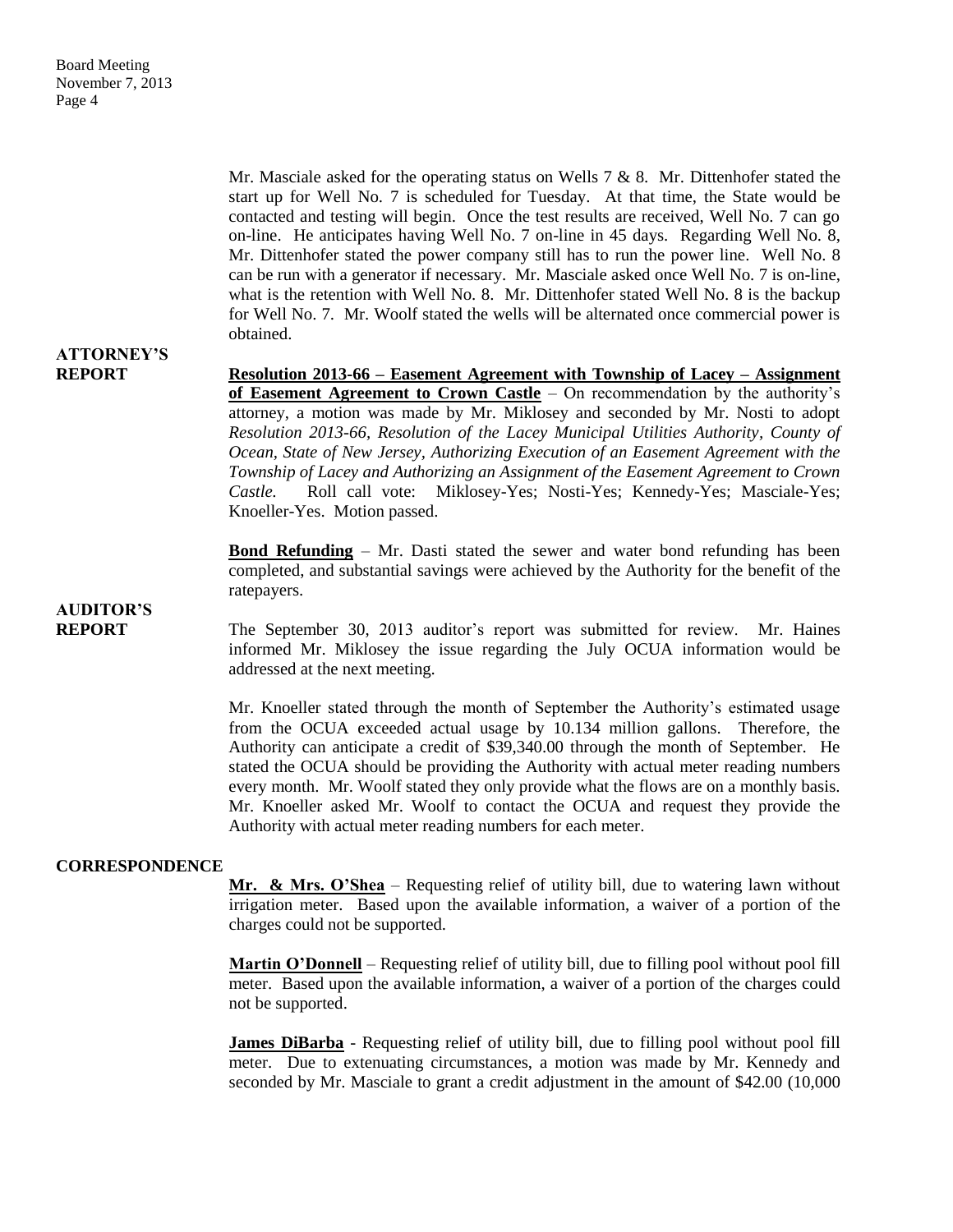Mr. Masciale asked for the operating status on Wells 7 & 8. Mr. Dittenhofer stated the start up for Well No. 7 is scheduled for Tuesday. At that time, the State would be contacted and testing will begin. Once the test results are received, Well No. 7 can go on-line. He anticipates having Well No. 7 on-line in 45 days. Regarding Well No. 8, Mr. Dittenhofer stated the power company still has to run the power line. Well No. 8 can be run with a generator if necessary. Mr. Masciale asked once Well No. 7 is on-line, what is the retention with Well No. 8. Mr. Dittenhofer stated Well No. 8 is the backup for Well No. 7. Mr. Woolf stated the wells will be alternated once commercial power is obtained.

**ATTORNEY'S REPORT**

**Resolution 2013-66 – Easement Agreement with Township of Lacey – Assignment of Easement Agreement to Crown Castle** – On recommendation by the authority's attorney, a motion was made by Mr. Miklosey and seconded by Mr. Nosti to adopt *Resolution 2013-66, Resolution of the Lacey Municipal Utilities Authority, County of Ocean, State of New Jersey, Authorizing Execution of an Easement Agreement with the Township of Lacey and Authorizing an Assignment of the Easement Agreement to Crown Castle.* Roll call vote: Miklosey-Yes; Nosti-Yes; Kennedy-Yes; Masciale-Yes; Knoeller-Yes. Motion passed.

**Bond Refunding** – Mr. Dasti stated the sewer and water bond refunding has been completed, and substantial savings were achieved by the Authority for the benefit of the ratepayers.

**AUDITOR'S REPORT**

The September 30, 2013 auditor's report was submitted for review. Mr. Haines informed Mr. Miklosey the issue regarding the July OCUA information would be addressed at the next meeting.

Mr. Knoeller stated through the month of September the Authority's estimated usage from the OCUA exceeded actual usage by 10.134 million gallons. Therefore, the Authority can anticipate a credit of $39,340.00 through the month of September. He stated the OCUA should be providing the Authority with actual meter reading numbers every month. Mr. Woolf stated they only provide what the flows are on a monthly basis. Mr. Knoeller asked Mr. Woolf to contact the OCUA and request they provide the Authority with actual meter reading numbers for each meter.

**CORRESPONDENCE**

**Mr. & Mrs. O'Shea** – Requesting relief of utility bill, due to watering lawn without irrigation meter. Based upon the available information, a waiver of a portion of the charges could not be supported.

**Martin O'Donnell** – Requesting relief of utility bill, due to filling pool without pool fill meter. Based upon the available information, a waiver of a portion of the charges could not be supported.

**James DiBarba** - Requesting relief of utility bill, due to filling pool without pool fill meter. Due to extenuating circumstances, a motion was made by Mr. Kennedy and seconded by Mr. Masciale to grant a credit adjustment in the amount of $42.00 (10,000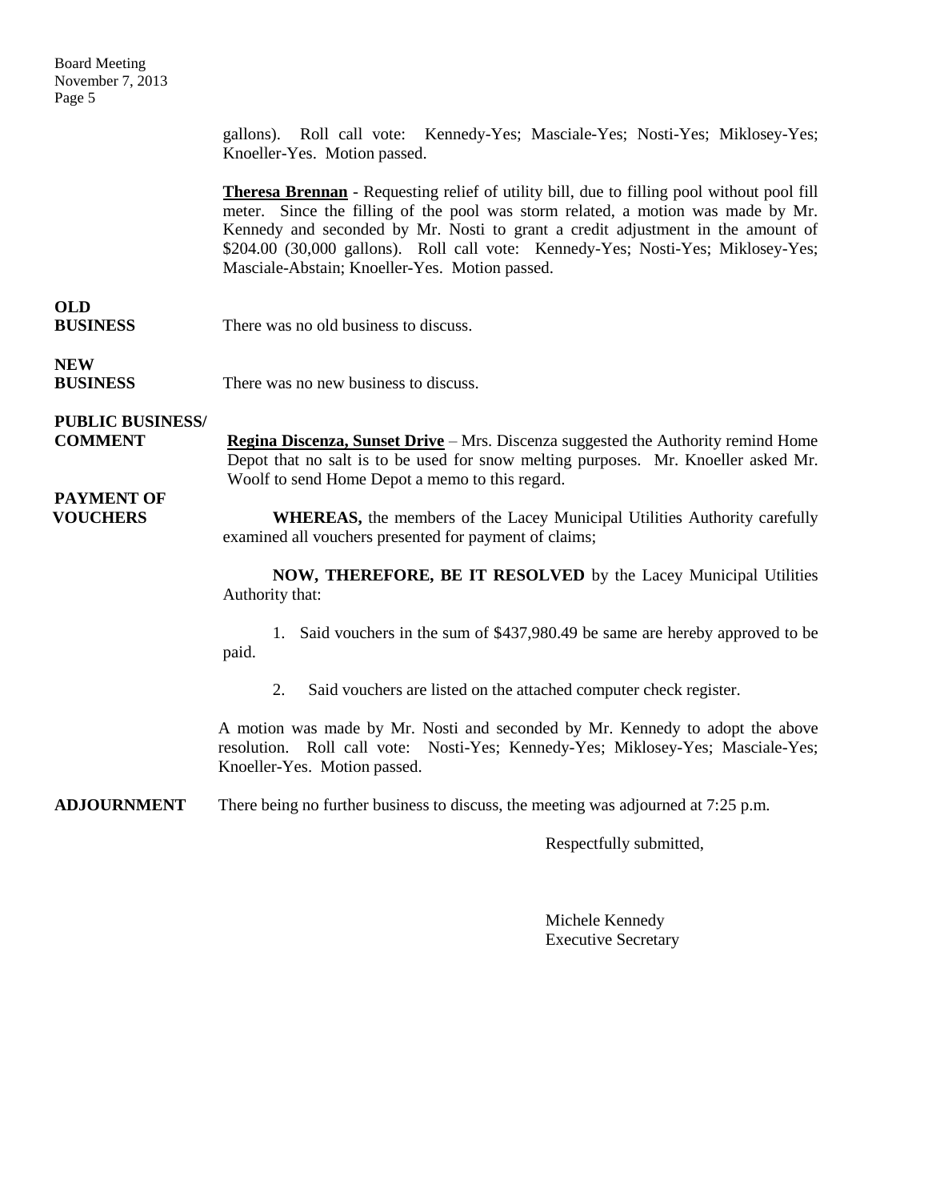gallons). Roll call vote: Kennedy-Yes; Masciale-Yes; Nosti-Yes; Miklosey-Yes; Knoeller-Yes. Motion passed.

**Theresa Brennan** - Requesting relief of utility bill, due to filling pool without pool fill meter. Since the filling of the pool was storm related, a motion was made by Mr. Kennedy and seconded by Mr. Nosti to grant a credit adjustment in the amount of $204.00 (30,000 gallons). Roll call vote: Kennedy-Yes; Nosti-Yes; Miklosey-Yes; Masciale-Abstain; Knoeller-Yes. Motion passed.

**OLD BUSINESS**

There was no old business to discuss.

**NEW BUSINESS**

There was no new business to discuss.

**PUBLIC BUSINESS/ COMMENT**

**Regina Discenza, Sunset Drive** – Mrs. Discenza suggested the Authority remind Home Depot that no salt is to be used for snow melting purposes. Mr. Knoeller asked Mr. Woolf to send Home Depot a memo to this regard.

**PAYMENT OF VOUCHERS**

**WHEREAS,** the members of the Lacey Municipal Utilities Authority carefully examined all vouchers presented for payment of claims;

**NOW, THEREFORE, BE IT RESOLVED** by the Lacey Municipal Utilities Authority that:

1. Said vouchers in the sum of $437,980.49 be same are hereby approved to be paid.
2. Said vouchers are listed on the attached computer check register.

A motion was made by Mr. Nosti and seconded by Mr. Kennedy to adopt the above resolution. Roll call vote: Nosti-Yes; Kennedy-Yes; Miklosey-Yes; Masciale-Yes; Knoeller-Yes. Motion passed.

**ADJOURNMENT**

There being no further business to discuss, the meeting was adjourned at 7:25 p.m.

Respectfully submitted,

Michele Kennedy
Executive Secretary